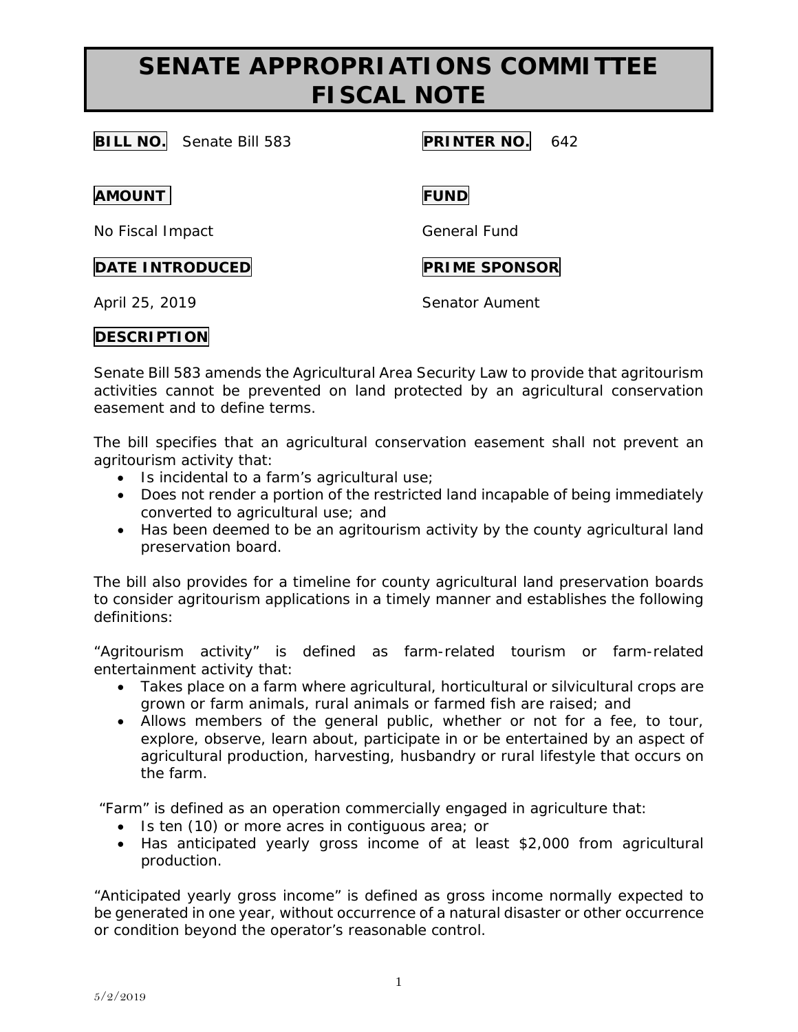# SENATE APPROPRIATIONS COMMITTEE FISCAL NOTE

**BILL NO.** Senate Bill 583

**PRINTER NO.** 642

**AMOUNT**

No Fiscal Impact

**FUND**

General Fund

**DATE INTRODUCED**

April 25, 2019

**PRIME SPONSOR**

Senator Aument

**DESCRIPTION**

Senate Bill 583 amends the Agricultural Area Security Law to provide that agritourism activities cannot be prevented on land protected by an agricultural conservation easement and to define terms.

The bill specifies that an agricultural conservation easement shall not prevent an agritourism activity that:

- Is incidental to a farm's agricultural use;
- Does not render a portion of the restricted land incapable of being immediately converted to agricultural use; and
- Has been deemed to be an agritourism activity by the county agricultural land preservation board.

The bill also provides for a timeline for county agricultural land preservation boards to consider agritourism applications in a timely manner and establishes the following definitions:

"Agritourism activity" is defined as farm-related tourism or farm-related entertainment activity that:

- Takes place on a farm where agricultural, horticultural or silvicultural crops are grown or farm animals, rural animals or farmed fish are raised; and
- Allows members of the general public, whether or not for a fee, to tour, explore, observe, learn about, participate in or be entertained by an aspect of agricultural production, harvesting, husbandry or rural lifestyle that occurs on the farm.

"Farm" is defined as an operation commercially engaged in agriculture that:

- Is ten (10) or more acres in contiguous area; or
- Has anticipated yearly gross income of at least $2,000 from agricultural production.

"Anticipated yearly gross income" is defined as gross income normally expected to be generated in one year, without occurrence of a natural disaster or other occurrence or condition beyond the operator's reasonable control.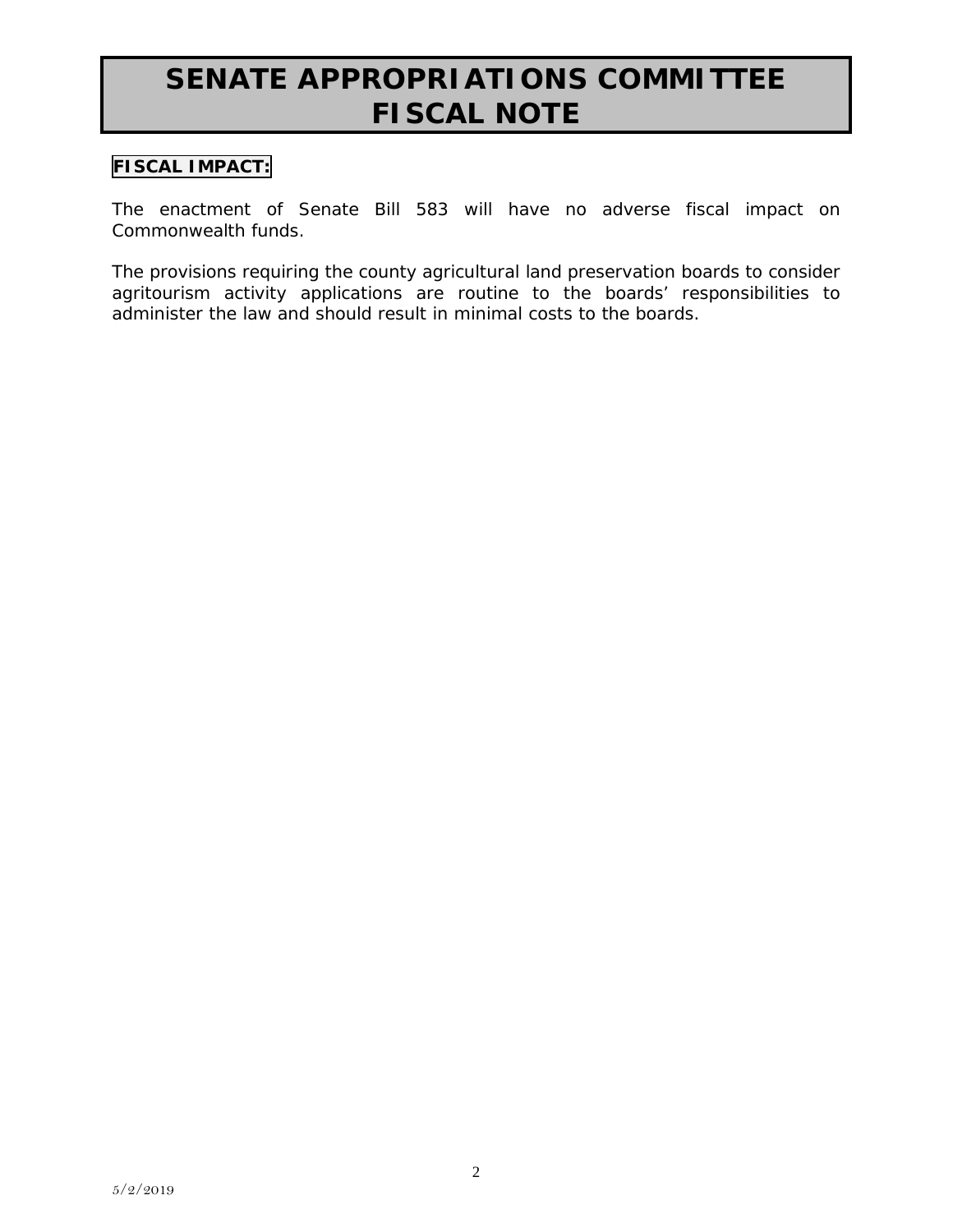# SENATE APPROPRIATIONS COMMITTEE FISCAL NOTE

**FISCAL IMPACT:**

The enactment of Senate Bill 583 will have no adverse fiscal impact on Commonwealth funds.

The provisions requiring the county agricultural land preservation boards to consider agritourism activity applications are routine to the boards' responsibilities to administer the law and should result in minimal costs to the boards.